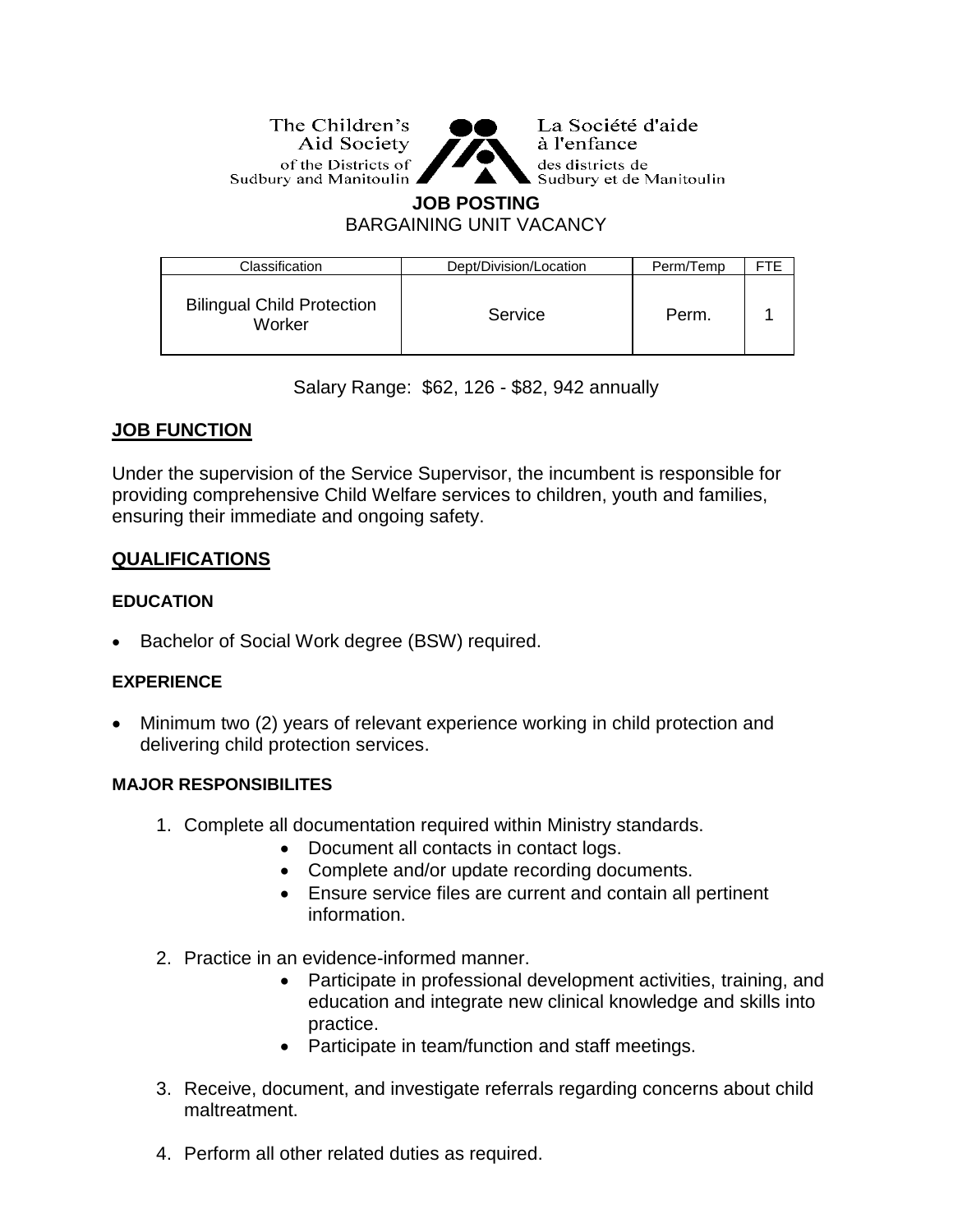The Children's Aid Society of the Districts of Sudbury and Manitoulin

La Société d'aide à l'enfance des districts de Sudbury et de Manitoulin

**JOB POSTING**

BARGAINING UNIT VACANCY

| Classification | Dept/Division/Location | Perm/Temp | FTE |
|---|---|---|---|
| Bilingual Child Protection Worker | Service | Perm. | 1 |

Salary Range: $62, 126 - $82, 942 annually

## JOB FUNCTION

Under the supervision of the Service Supervisor, the incumbent is responsible for providing comprehensive Child Welfare services to children, youth and families, ensuring their immediate and ongoing safety.

## QUALIFICATIONS

### EDUCATION

- Bachelor of Social Work degree (BSW) required.

### EXPERIENCE

- Minimum two (2) years of relevant experience working in child protection and delivering child protection services.

### MAJOR RESPONSIBILITES

1. Complete all documentation required within Ministry standards.
   - Document all contacts in contact logs.
   - Complete and/or update recording documents.
   - Ensure service files are current and contain all pertinent information.
2. Practice in an evidence-informed manner.
   - Participate in professional development activities, training, and education and integrate new clinical knowledge and skills into practice.
   - Participate in team/function and staff meetings.
3. Receive, document, and investigate referrals regarding concerns about child maltreatment.
4. Perform all other related duties as required.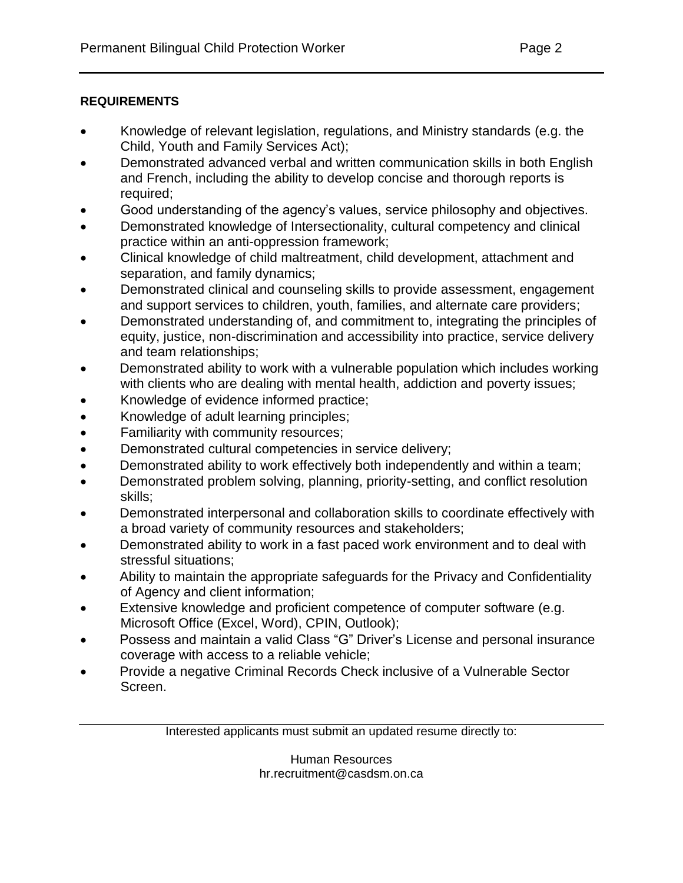**REQUIREMENTS**

- Knowledge of relevant legislation, regulations, and Ministry standards (e.g. the Child, Youth and Family Services Act);
- Demonstrated advanced verbal and written communication skills in both English and French, including the ability to develop concise and thorough reports is required;
- Good understanding of the agency's values, service philosophy and objectives.
- Demonstrated knowledge of Intersectionality, cultural competency and clinical practice within an anti-oppression framework;
- Clinical knowledge of child maltreatment, child development, attachment and separation, and family dynamics;
- Demonstrated clinical and counseling skills to provide assessment, engagement and support services to children, youth, families, and alternate care providers;
- Demonstrated understanding of, and commitment to, integrating the principles of equity, justice, non-discrimination and accessibility into practice, service delivery and team relationships;
- Demonstrated ability to work with a vulnerable population which includes working with clients who are dealing with mental health, addiction and poverty issues;
- Knowledge of evidence informed practice;
- Knowledge of adult learning principles;
- Familiarity with community resources;
- Demonstrated cultural competencies in service delivery;
- Demonstrated ability to work effectively both independently and within a team;
- Demonstrated problem solving, planning, priority-setting, and conflict resolution skills;
- Demonstrated interpersonal and collaboration skills to coordinate effectively with a broad variety of community resources and stakeholders;
- Demonstrated ability to work in a fast paced work environment and to deal with stressful situations;
- Ability to maintain the appropriate safeguards for the Privacy and Confidentiality of Agency and client information;
- Extensive knowledge and proficient competence of computer software (e.g. Microsoft Office (Excel, Word), CPIN, Outlook);
- Possess and maintain a valid Class "G" Driver's License and personal insurance coverage with access to a reliable vehicle;
- Provide a negative Criminal Records Check inclusive of a Vulnerable Sector Screen.

---

Interested applicants must submit an updated resume directly to:

Human Resources
hr.recruitment@casdsm.on.ca